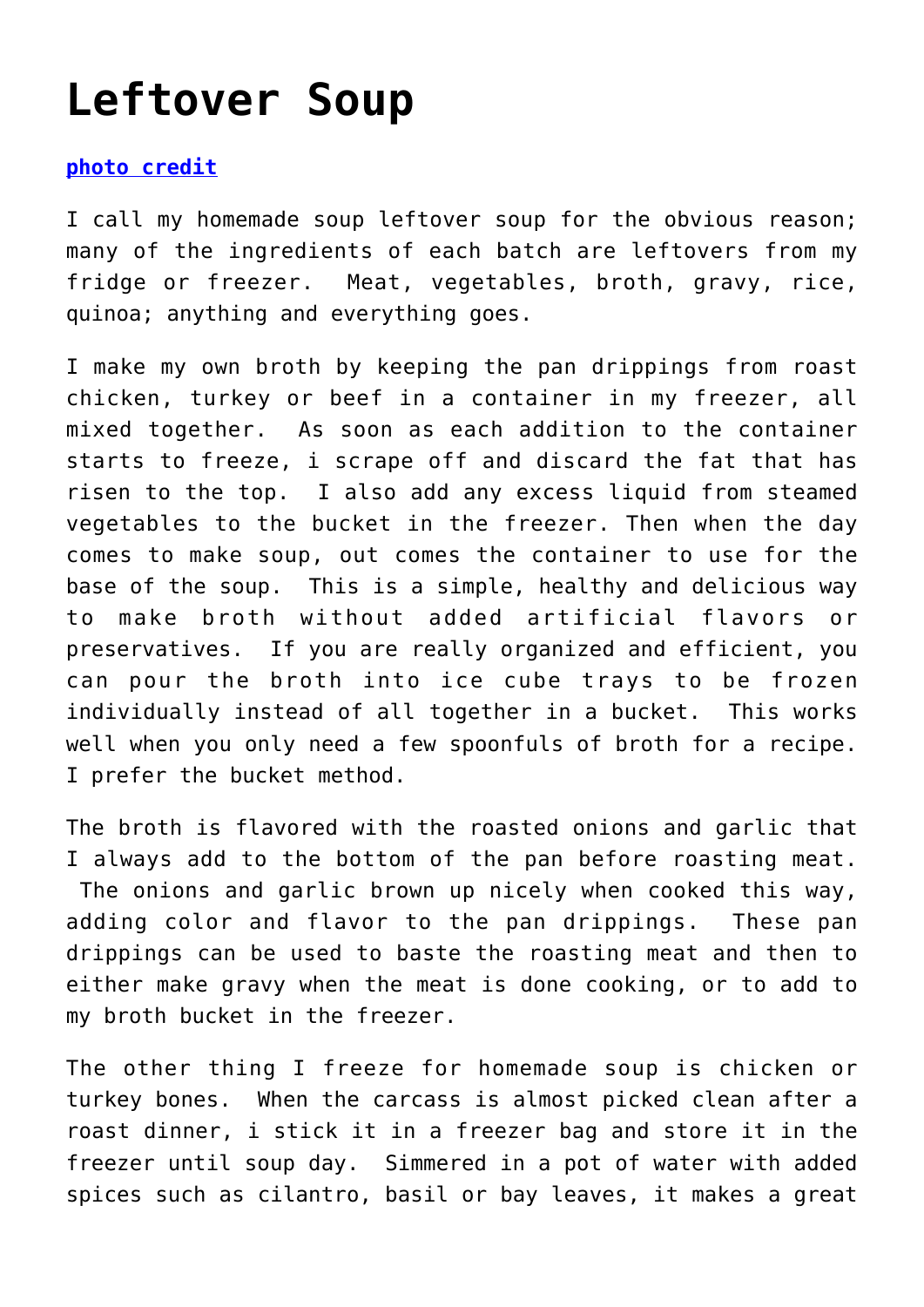# Leftover Soup

[photo credit]

I call my homemade soup leftover soup for the obvious reason; many of the ingredients of each batch are leftovers from my fridge or freezer.  Meat, vegetables, broth, gravy, rice, quinoa; anything and everything goes.

I make my own broth by keeping the pan drippings from roast chicken, turkey or beef in a container in my freezer, all mixed together.  As soon as each addition to the container starts to freeze, i scrape off and discard the fat that has risen to the top.  I also add any excess liquid from steamed vegetables to the bucket in the freezer. Then when the day comes to make soup, out comes the container to use for the base of the soup.  This is a simple, healthy and delicious way to make broth without added artificial flavors or preservatives.  If you are really organized and efficient, you can pour the broth into ice cube trays to be frozen individually instead of all together in a bucket.  This works well when you only need a few spoonfuls of broth for a recipe. I prefer the bucket method.

The broth is flavored with the roasted onions and garlic that I always add to the bottom of the pan before roasting meat. The onions and garlic brown up nicely when cooked this way, adding color and flavor to the pan drippings.  These pan drippings can be used to baste the roasting meat and then to either make gravy when the meat is done cooking, or to add to my broth bucket in the freezer.

The other thing I freeze for homemade soup is chicken or turkey bones.  When the carcass is almost picked clean after a roast dinner, i stick it in a freezer bag and store it in the freezer until soup day.  Simmered in a pot of water with added spices such as cilantro, basil or bay leaves, it makes a great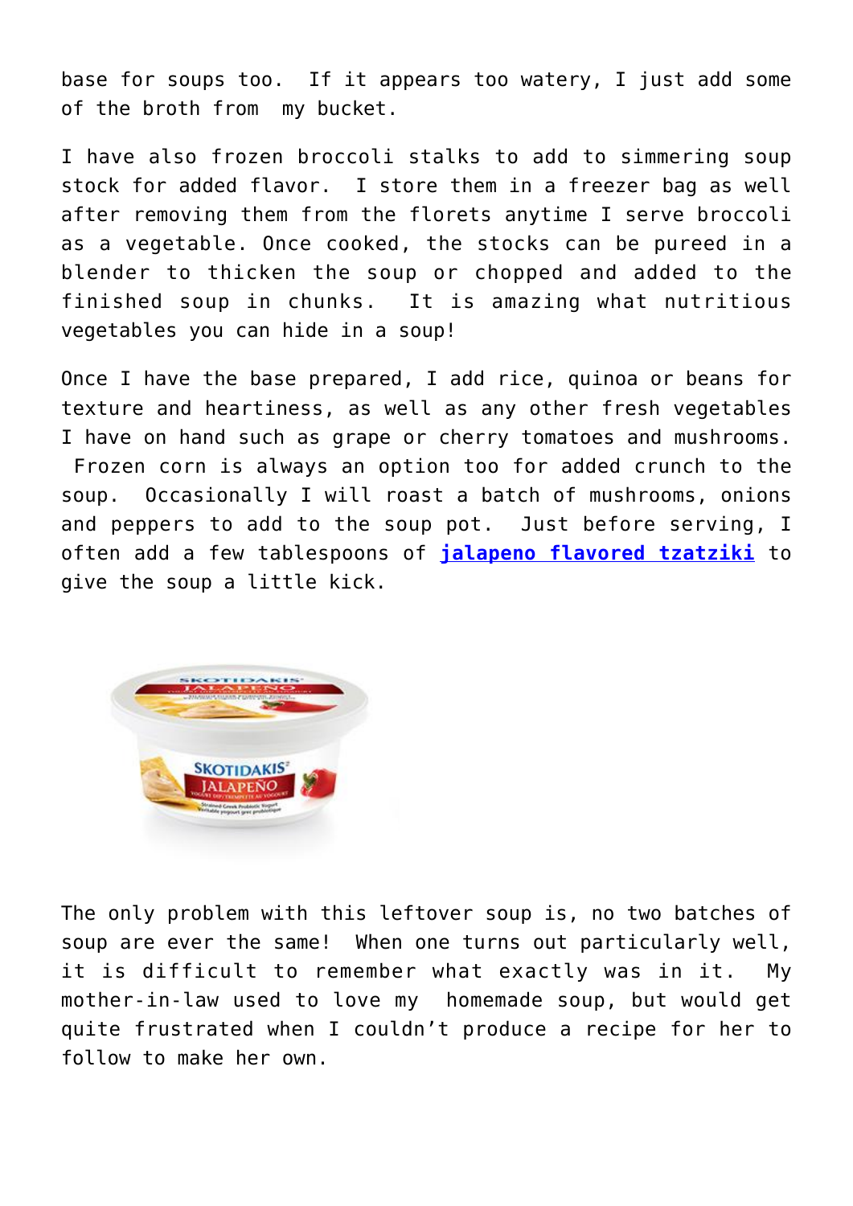base for soups too. If it appears too watery, I just add some of the broth from my bucket.

I have also frozen broccoli stalks to add to simmering soup stock for added flavor. I store them in a freezer bag as well after removing them from the florets anytime I serve broccoli as a vegetable. Once cooked, the stocks can be pureed in a blender to thicken the soup or chopped and added to the finished soup in chunks. It is amazing what nutritious vegetables you can hide in a soup!

Once I have the base prepared, I add rice, quinoa or beans for texture and heartiness, as well as any other fresh vegetables I have on hand such as grape or cherry tomatoes and mushrooms. Frozen corn is always an option too for added crunch to the soup. Occasionally I will roast a batch of mushrooms, onions and peppers to add to the soup pot. Just before serving, I often add a few tablespoons of **jalapeno flavored tzatziki** to give the soup a little kick.

The only problem with this leftover soup is, no two batches of soup are ever the same! When one turns out particularly well, it is difficult to remember what exactly was in it. My mother-in-law used to love my homemade soup, but would get quite frustrated when I couldn't produce a recipe for her to follow to make her own.